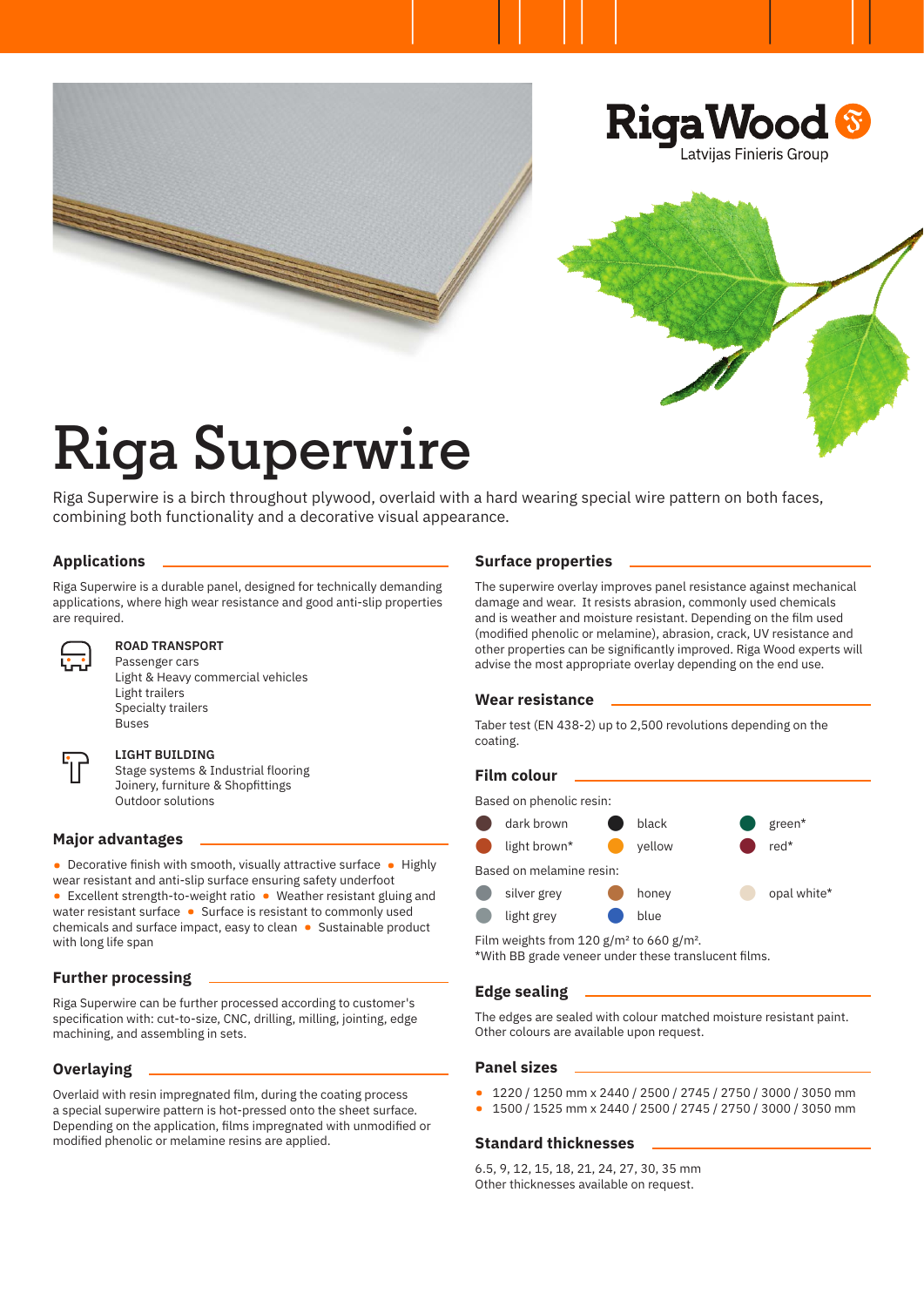RigaWood
Latvijas Finieris Group

# Riga Superwire

Riga Superwire is a birch throughout plywood, overlaid with a hard wearing special wire pattern on both faces, combining both functionality and a decorative visual appearance.

## Applications

Riga Superwire is a durable panel, designed for technically demanding applications, where high wear resistance and good anti-slip properties are required.

**ROAD TRANSPORT**
Passenger cars
Light & Heavy commercial vehicles
Light trailers
Specialty trailers
Buses

**LIGHT BUILDING**
Stage systems & Industrial flooring
Joinery, furniture & Shopfittings
Outdoor solutions

## Major advantages

- Decorative finish with smooth, visually attractive surface
- Highly wear resistant and anti-slip surface ensuring safety underfoot
- Excellent strength-to-weight ratio
- Weather resistant gluing and water resistant surface
- Surface is resistant to commonly used chemicals and surface impact, easy to clean
- Sustainable product with long life span

## Further processing

Riga Superwire can be further processed according to customer's specification with: cut-to-size, CNC, drilling, milling, jointing, edge machining, and assembling in sets.

## Overlaying

Overlaid with resin impregnated film, during the coating process a special superwire pattern is hot-pressed onto the sheet surface. Depending on the application, films impregnated with unmodified or modified phenolic or melamine resins are applied.

## Surface properties

The superwire overlay improves panel resistance against mechanical damage and wear. It resists abrasion, commonly used chemicals and is weather and moisture resistant. Depending on the film used (modified phenolic or melamine), abrasion, crack, UV resistance and other properties can be significantly improved. Riga Wood experts will advise the most appropriate overlay depending on the end use.

## Wear resistance

Taber test (EN 438-2) up to 2,500 revolutions depending on the coating.

## Film colour

Based on phenolic resin:

- dark brown
- light brown*
- black
- yellow
- green*
- red*

Based on melamine resin:

- silver grey
- light grey
- honey
- blue
- opal white*

Film weights from 120 g/m² to 660 g/m².
*With BB grade veneer under these translucent films.

## Edge sealing

The edges are sealed with colour matched moisture resistant paint. Other colours are available upon request.

## Panel sizes

- 1220 / 1250 mm x 2440 / 2500 / 2745 / 2750 / 3000 / 3050 mm
- 1500 / 1525 mm x 2440 / 2500 / 2745 / 2750 / 3000 / 3050 mm

## Standard thicknesses

6.5, 9, 12, 15, 18, 21, 24, 27, 30, 35 mm
Other thicknesses available on request.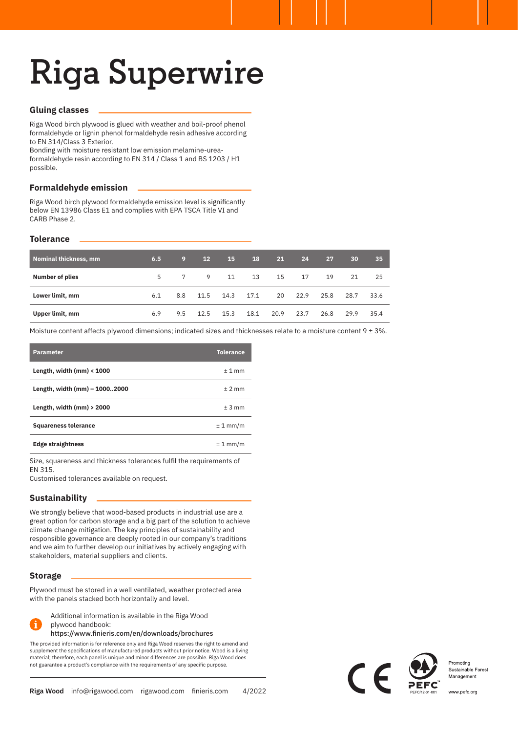# Riga Superwire

## Gluing classes

Riga Wood birch plywood is glued with weather and boil-proof phenol formaldehyde or lignin phenol formaldehyde resin adhesive according to EN 314/Class 3 Exterior.
Bonding with moisture resistant low emission melamine-urea-formaldehyde resin according to EN 314 / Class 1 and BS 1203 / H1 possible.

## Formaldehyde emission

Riga Wood birch plywood formaldehyde emission level is significantly below EN 13986 Class E1 and complies with EPA TSCA Title VI and CARB Phase 2.

## Tolerance

| Nominal thickness, mm | 6.5 | 9 | 12 | 15 | 18 | 21 | 24 | 27 | 30 | 35 |
|---|---|---|---|---|---|---|---|---|---|---|
| **Number of plies** | 5 | 7 | 9 | 11 | 13 | 15 | 17 | 19 | 21 | 25 |
| **Lower limit, mm** | 6.1 | 8.8 | 11.5 | 14.3 | 17.1 | 20 | 22.9 | 25.8 | 28.7 | 33.6 |
| **Upper limit, mm** | 6.9 | 9.5 | 12.5 | 15.3 | 18.1 | 20.9 | 23.7 | 26.8 | 29.9 | 35.4 |

Moisture content affects plywood dimensions; indicated sizes and thicknesses relate to a moisture content 9 ± 3%.

| Parameter | Tolerance |
|---|---|
| **Length, width (mm) < 1000** | ± 1 mm |
| **Length, width (mm) – 1000..2000** | ± 2 mm |
| **Length, width (mm) > 2000** | ± 3 mm |
| **Squareness tolerance** | ± 1 mm/m |
| **Edge straightness** | ± 1 mm/m |

Size, squareness and thickness tolerances fulfil the requirements of EN 315.
Customised tolerances available on request.

## Sustainability

We strongly believe that wood-based products in industrial use are a great option for carbon storage and a big part of the solution to achieve climate change mitigation. The key principles of sustainability and responsible governance are deeply rooted in our company's traditions and we aim to further develop our initiatives by actively engaging with stakeholders, material suppliers and clients.

## Storage

Plywood must be stored in a well ventilated, weather protected area with the panels stacked both horizontally and level.

Additional information is available in the Riga Wood plywood handbook:
https://www.finieris.com/en/downloads/brochures

The provided information is for reference only and Riga Wood reserves the right to amend and supplement the specifications of manufactured products without prior notice. Wood is a living material; therefore, each panel is unique and minor differences are possible. Riga Wood does not guarantee a product's compliance with the requirements of any specific purpose.

**Riga Wood** info@rigawood.com rigawood.com finieris.com 4/2022

PEFC/12-31-001 Promoting Sustainable Forest Management www.pefc.org